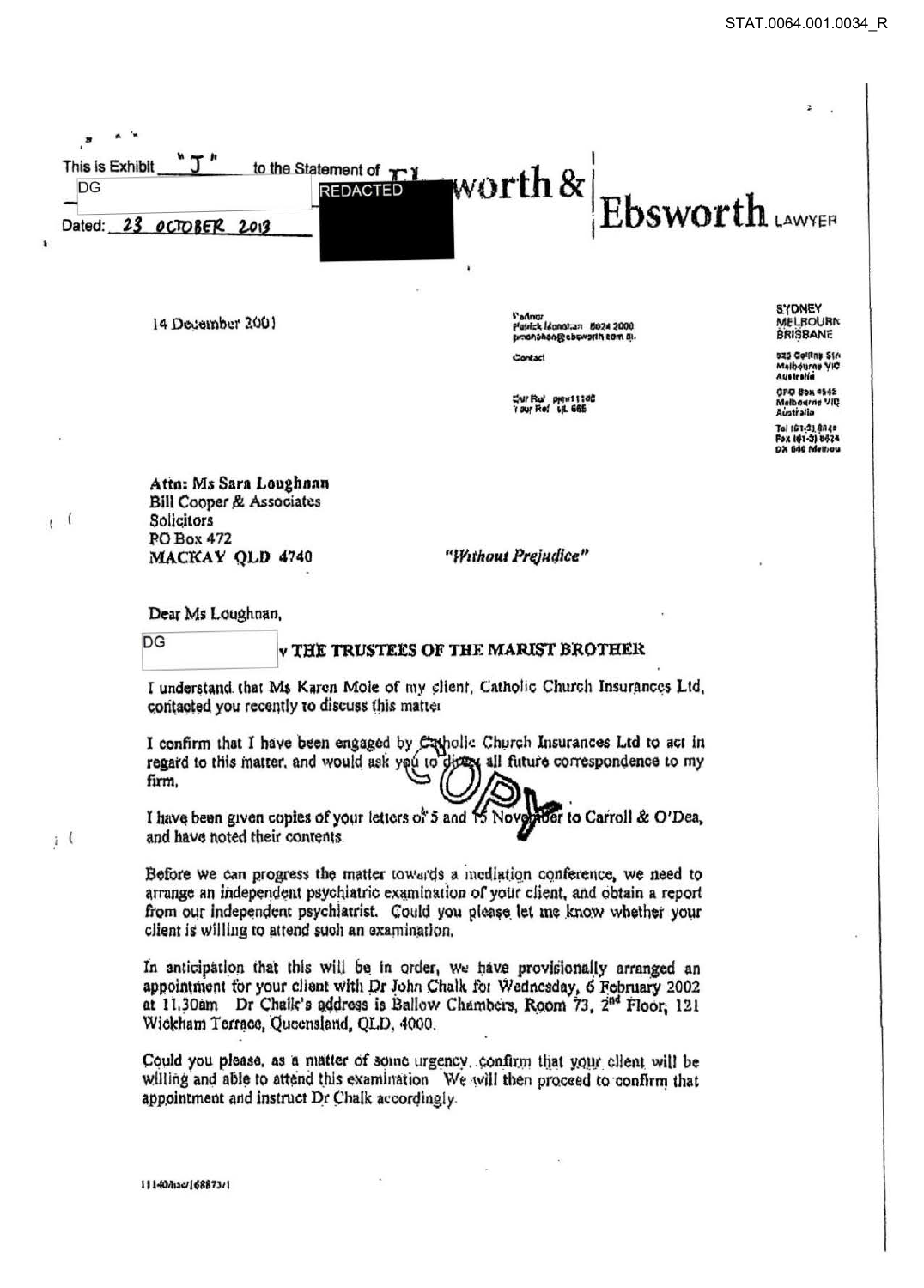This is Exhibit "J" to the Statement of DG REDACTED

Dated: 23 OCTOBER 2013

worth & Ebsworth LAWYERS

14 December 2001

Partner
Patrick Monahan 8024 2000
pmonahan@ebsworth.com.au

Contact

Our Ref pjm1110C
Your Ref SL 665

SYDNEY
MELBOURNE
BRISBANE

530 Collins St
Melbourne VIC
Australia

GPO Box 4542
Melbourne VIC
Australia

Tel (61-3) 8640
Fax (61-3) 8624
DX 546 Melbou

**Attn: Ms Sara Loughnan**
**Bill Cooper & Associates**
**Solicitors**
**PO Box 472**
**MACKAY QLD 4740**

*"Without Prejudice"*

Dear Ms Loughnan,

**DG v THE TRUSTEES OF THE MARIST BROTHER**

I understand that Ms Karen Moie of my client, Catholic Church Insurances Ltd, contacted you recently to discuss this matter.

I confirm that I have been engaged by Catholic Church Insurances Ltd to act in regard to this matter, and would ask you to direct all future correspondence to my firm,

COPY

I have been given copies of your letters of 5 and 15 November to Carroll & O'Dea, and have noted their contents.

Before we can progress the matter towards a mediation conference, we need to arrange an independent psychiatric examination of your client, and obtain a report from our independent psychiatrist. Could you please let me know whether your client is willing to attend such an examination.

In anticipation that this will be in order, we have provisionally arranged an appointment for your client with Dr John Chalk for Wednesday, 6 February 2002 at 11.30am Dr Chalk's address is Ballow Chambers, Room 73, 2nd Floor, 121 Wickham Terrace, Queensland, QLD, 4000.

Could you please, as a matter of some urgency, confirm that your client will be willing and able to attend this examination. We will then proceed to confirm that appointment and instruct Dr Chalk accordingly.

1114044ao/1688731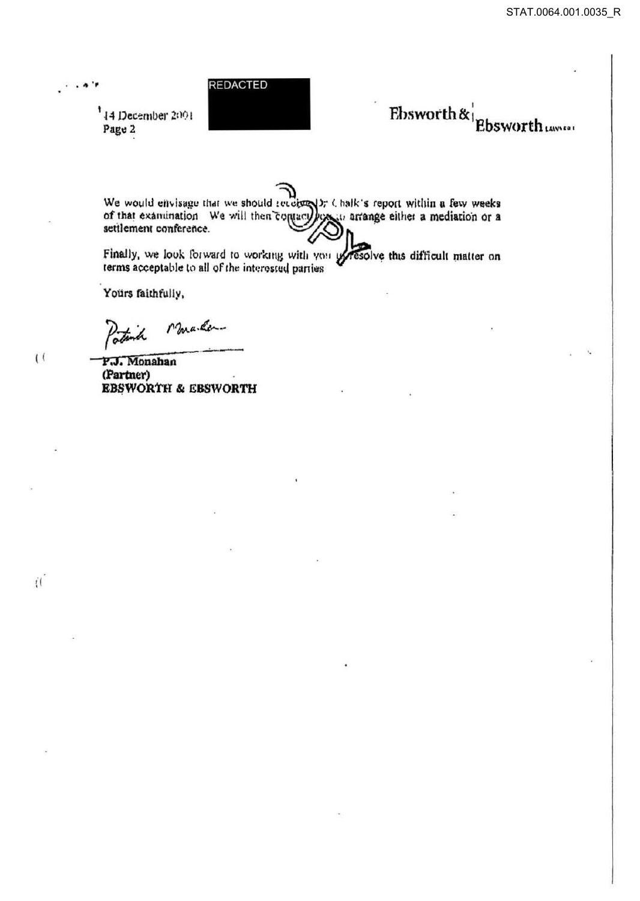REDACTED

14 December 2001
Page 2

Ebsworth & Ebsworth Lawyers

We would envisage that we should receive Dr Chalk's report within a few weeks of that examination. We will then contact you to arrange either a mediation or a settlement conference.

Finally, we look forward to working with you to resolve this difficult matter on terms acceptable to all of the interested parties.

Yours faithfully,

Patrick Monahan

**P.J. Monahan**
**(Partner)**
**EBSWORTH & EBSWORTH**